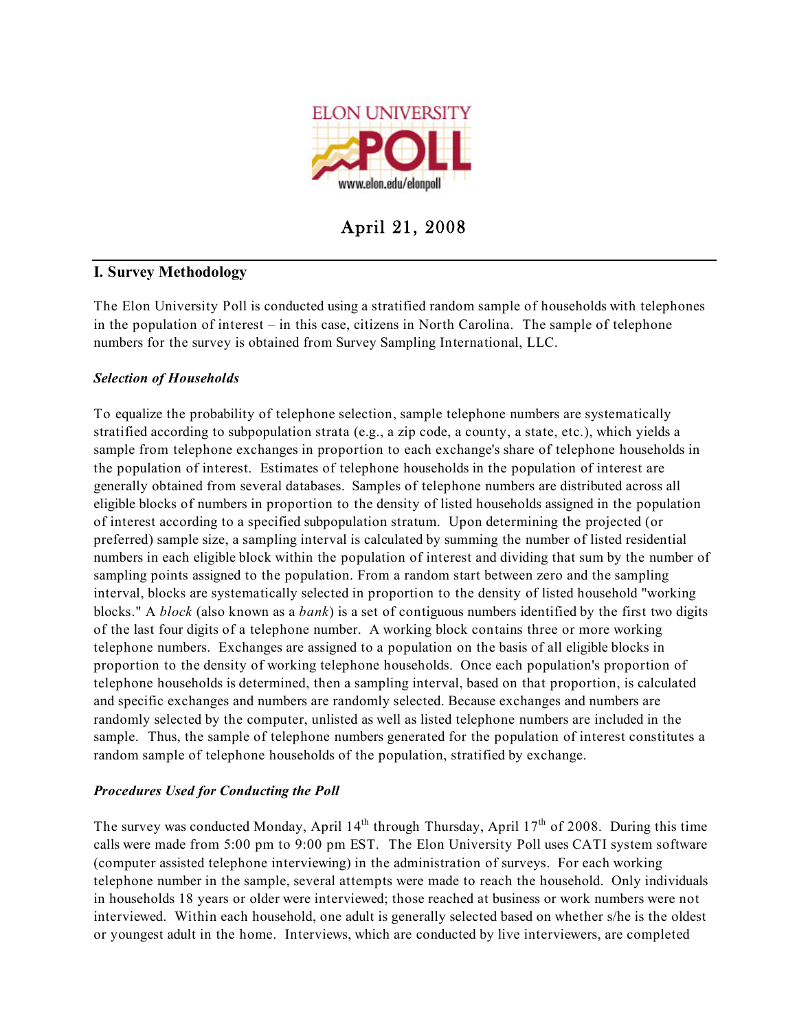ELON UNIVERSITY POLL

www.elon.edu/elonpoll

# April 21, 2008

## I. Survey Methodology

The Elon University Poll is conducted using a stratified random sample of households with telephones in the population of interest – in this case, citizens in North Carolina. The sample of telephone numbers for the survey is obtained from Survey Sampling International, LLC.

### *Selection of Households*

To equalize the probability of telephone selection, sample telephone numbers are systematically stratified according to subpopulation strata (e.g., a zip code, a county, a state, etc.), which yields a sample from telephone exchanges in proportion to each exchange's share of telephone households in the population of interest. Estimates of telephone households in the population of interest are generally obtained from several databases. Samples of telephone numbers are distributed across all eligible blocks of numbers in proportion to the density of listed households assigned in the population of interest according to a specified subpopulation stratum. Upon determining the projected (or preferred) sample size, a sampling interval is calculated by summing the number of listed residential numbers in each eligible block within the population of interest and dividing that sum by the number of sampling points assigned to the population. From a random start between zero and the sampling interval, blocks are systematically selected in proportion to the density of listed household "working blocks." A *block* (also known as a *bank*) is a set of contiguous numbers identified by the first two digits of the last four digits of a telephone number. A working block contains three or more working telephone numbers. Exchanges are assigned to a population on the basis of all eligible blocks in proportion to the density of working telephone households. Once each population's proportion of telephone households is determined, then a sampling interval, based on that proportion, is calculated and specific exchanges and numbers are randomly selected. Because exchanges and numbers are randomly selected by the computer, unlisted as well as listed telephone numbers are included in the sample. Thus, the sample of telephone numbers generated for the population of interest constitutes a random sample of telephone households of the population, stratified by exchange.

### *Procedures Used for Conducting the Poll*

The survey was conducted Monday, April 14th through Thursday, April 17th of 2008. During this time calls were made from 5:00 pm to 9:00 pm EST. The Elon University Poll uses CATI system software (computer assisted telephone interviewing) in the administration of surveys. For each working telephone number in the sample, several attempts were made to reach the household. Only individuals in households 18 years or older were interviewed; those reached at business or work numbers were not interviewed. Within each household, one adult is generally selected based on whether s/he is the oldest or youngest adult in the home. Interviews, which are conducted by live interviewers, are completed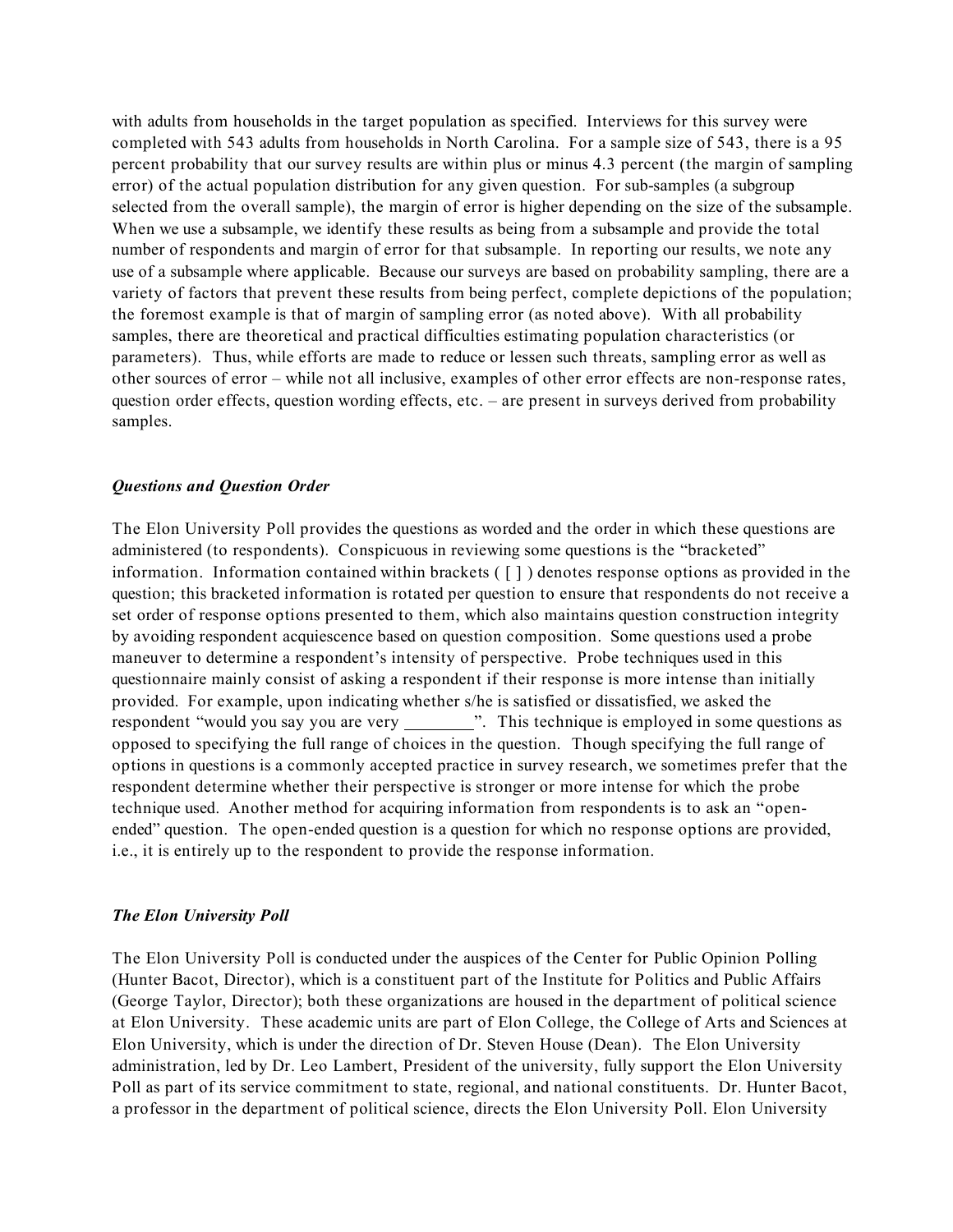with adults from households in the target population as specified. Interviews for this survey were completed with 543 adults from households in North Carolina. For a sample size of 543, there is a 95 percent probability that our survey results are within plus or minus 4.3 percent (the margin of sampling error) of the actual population distribution for any given question. For sub-samples (a subgroup selected from the overall sample), the margin of error is higher depending on the size of the subsample. When we use a subsample, we identify these results as being from a subsample and provide the total number of respondents and margin of error for that subsample. In reporting our results, we note any use of a subsample where applicable. Because our surveys are based on probability sampling, there are a variety of factors that prevent these results from being perfect, complete depictions of the population; the foremost example is that of margin of sampling error (as noted above). With all probability samples, there are theoretical and practical difficulties estimating population characteristics (or parameters). Thus, while efforts are made to reduce or lessen such threats, sampling error as well as other sources of error – while not all inclusive, examples of other error effects are non-response rates, question order effects, question wording effects, etc. – are present in surveys derived from probability samples.

### *Questions and Question Order*

The Elon University Poll provides the questions as worded and the order in which these questions are administered (to respondents). Conspicuous in reviewing some questions is the "bracketed" information. Information contained within brackets ( [ ] ) denotes response options as provided in the question; this bracketed information is rotated per question to ensure that respondents do not receive a set order of response options presented to them, which also maintains question construction integrity by avoiding respondent acquiescence based on question composition. Some questions used a probe maneuver to determine a respondent's intensity of perspective. Probe techniques used in this questionnaire mainly consist of asking a respondent if their response is more intense than initially provided. For example, upon indicating whether s/he is satisfied or dissatisfied, we asked the respondent "would you say you are very ________". This technique is employed in some questions as opposed to specifying the full range of choices in the question. Though specifying the full range of options in questions is a commonly accepted practice in survey research, we sometimes prefer that the respondent determine whether their perspective is stronger or more intense for which the probe technique used. Another method for acquiring information from respondents is to ask an "open-ended" question. The open-ended question is a question for which no response options are provided, i.e., it is entirely up to the respondent to provide the response information.

### *The Elon University Poll*

The Elon University Poll is conducted under the auspices of the Center for Public Opinion Polling (Hunter Bacot, Director), which is a constituent part of the Institute for Politics and Public Affairs (George Taylor, Director); both these organizations are housed in the department of political science at Elon University. These academic units are part of Elon College, the College of Arts and Sciences at Elon University, which is under the direction of Dr. Steven House (Dean). The Elon University administration, led by Dr. Leo Lambert, President of the university, fully support the Elon University Poll as part of its service commitment to state, regional, and national constituents. Dr. Hunter Bacot, a professor in the department of political science, directs the Elon University Poll. Elon University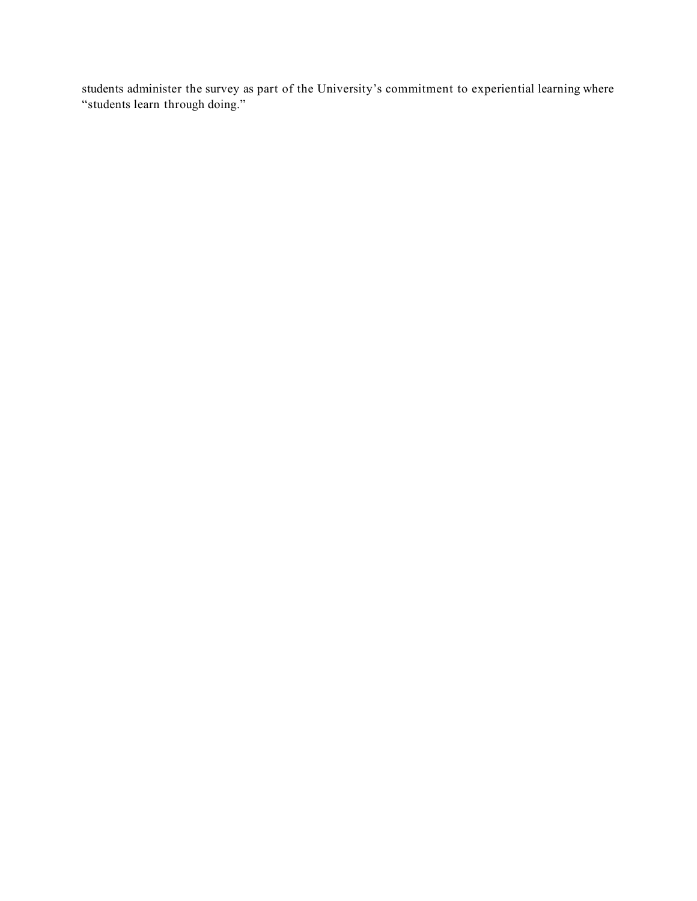students administer the survey as part of the University’s commitment to experiential learning where “students learn through doing.”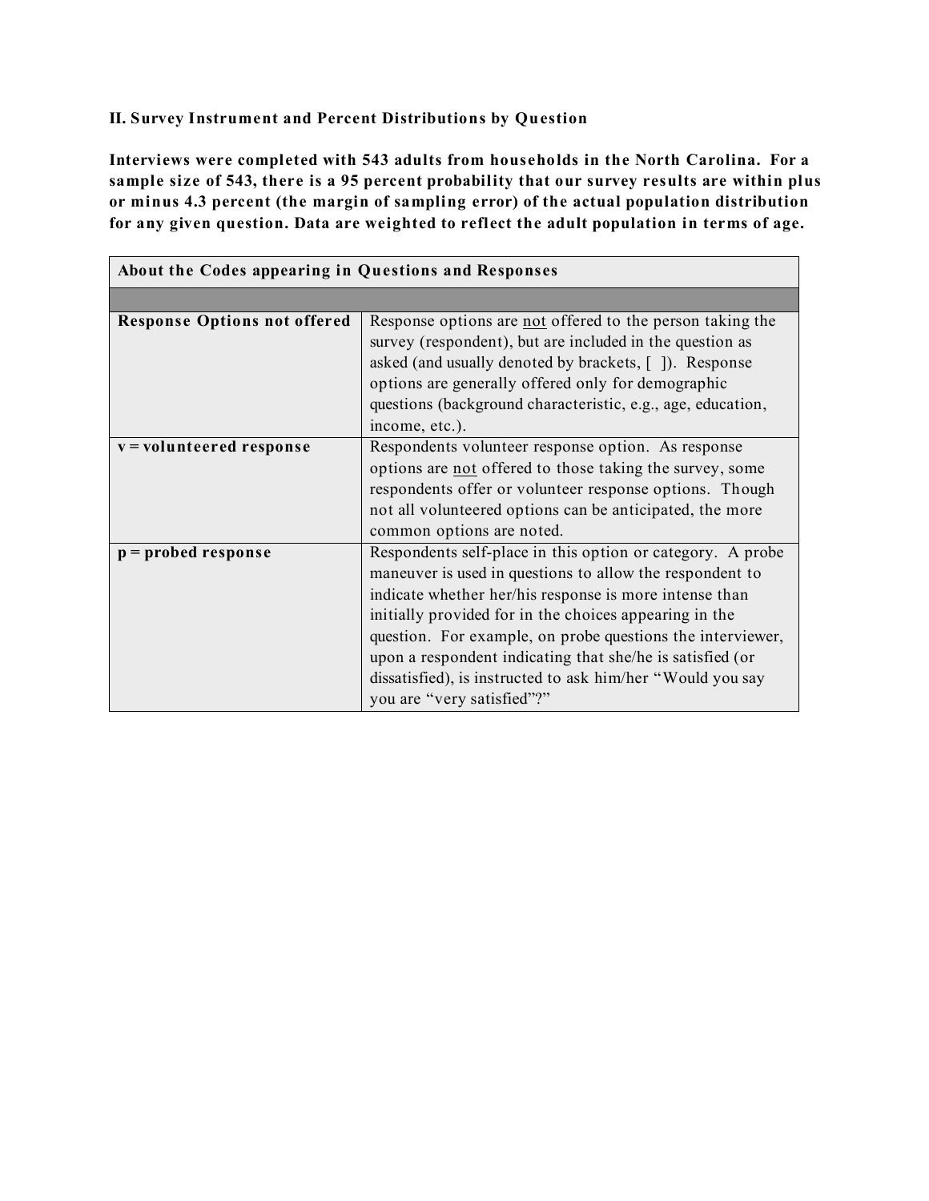## II. Survey Instrument and Percent Distributions by Question

**Interviews were completed with 543 adults from households in the North Carolina. For a sample size of 543, there is a 95 percent probability that our survey results are within plus or minus 4.3 percent (the margin of sampling error) of the actual population distribution for any given question. Data are weighted to reflect the adult population in terms of age.**

| About the Codes appearing in Questions and Responses | |
|---|---|
| | |
| **Response Options not offered** | Response options are not offered to the person taking the survey (respondent), but are included in the question as asked (and usually denoted by brackets, [ ]). Response options are generally offered only for demographic questions (background characteristic, e.g., age, education, income, etc.). |
| **v = volunteered response** | Respondents volunteer response option. As response options are not offered to those taking the survey, some respondents offer or volunteer response options. Though not all volunteered options can be anticipated, the more common options are noted. |
| **p = probed response** | Respondents self-place in this option or category. A probe maneuver is used in questions to allow the respondent to indicate whether her/his response is more intense than initially provided for in the choices appearing in the question. For example, on probe questions the interviewer, upon a respondent indicating that she/he is satisfied (or dissatisfied), is instructed to ask him/her "Would you say you are "very satisfied"?" |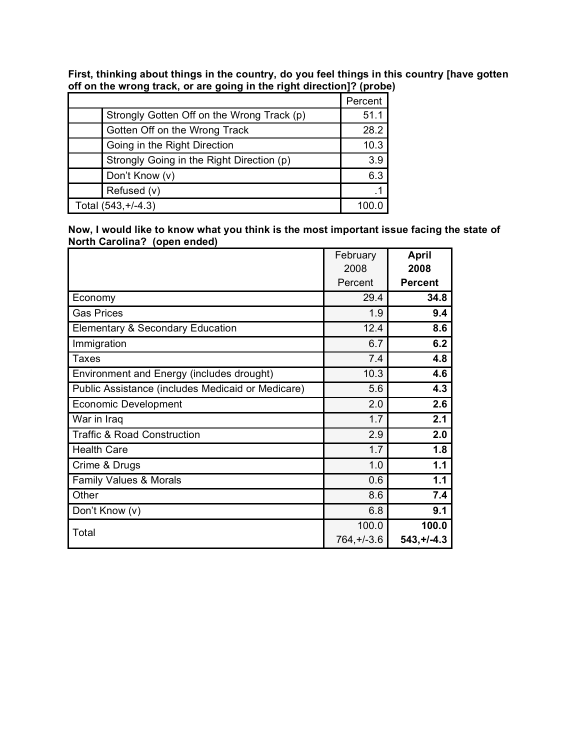**First, thinking about things in the country, do you feel things in this country [have gotten off on the wrong track, or are going in the right direction]? (probe)**

| | | Percent |
|---|---|---|
| | Strongly Gotten Off on the Wrong Track (p) | 51.1 |
| | Gotten Off on the Wrong Track | 28.2 |
| | Going in the Right Direction | 10.3 |
| | Strongly Going in the Right Direction (p) | 3.9 |
| | Don't Know (v) | 6.3 |
| | Refused (v) | .1 |
| Total (543,+/-4.3) | | 100.0 |

**Now, I would like to know what you think is the most important issue facing the state of North Carolina? (open ended)**

| | February 2008 Percent | **April 2008 Percent** |
|---|---|---|
| Economy | 29.4 | **34.8** |
| Gas Prices | 1.9 | **9.4** |
| Elementary & Secondary Education | 12.4 | **8.6** |
| Immigration | 6.7 | **6.2** |
| Taxes | 7.4 | **4.8** |
| Environment and Energy (includes drought) | 10.3 | **4.6** |
| Public Assistance (includes Medicaid or Medicare) | 5.6 | **4.3** |
| Economic Development | 2.0 | **2.6** |
| War in Iraq | 1.7 | **2.1** |
| Traffic & Road Construction | 2.9 | **2.0** |
| Health Care | 1.7 | **1.8** |
| Crime & Drugs | 1.0 | **1.1** |
| Family Values & Morals | 0.6 | **1.1** |
| Other | 8.6 | **7.4** |
| Don't Know (v) | 6.8 | **9.1** |
| Total | 100.0<br>764,+/-3.6 | **100.0**<br>**543,+/-4.3** |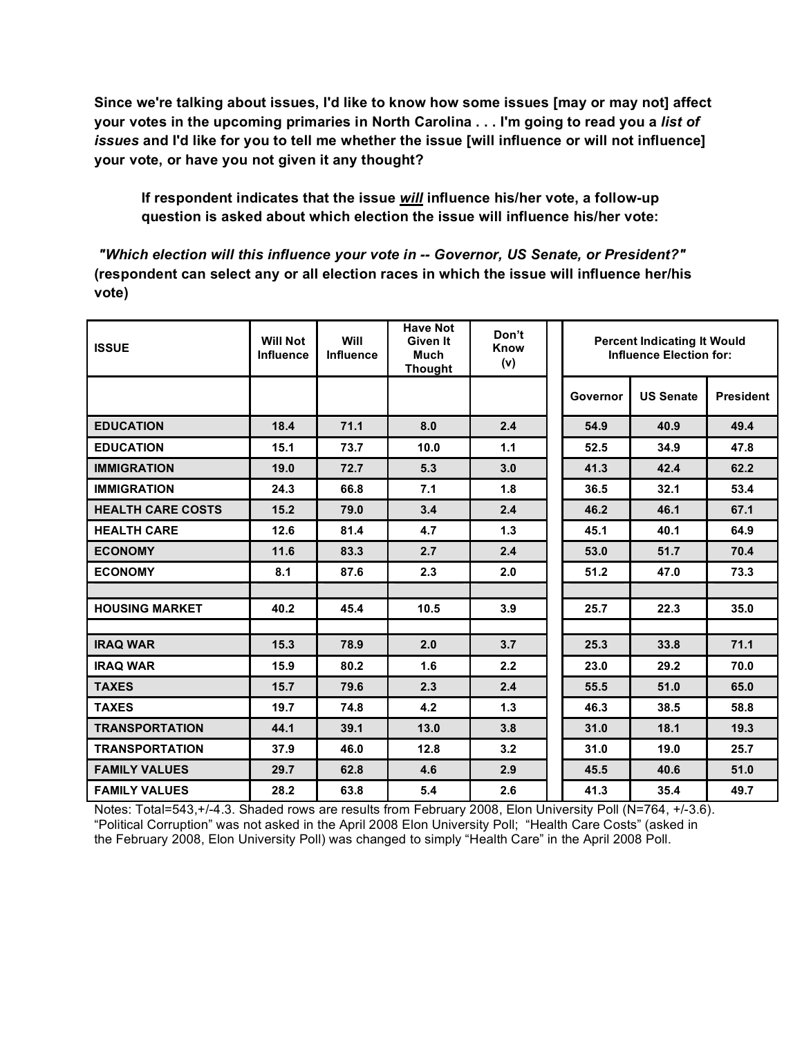**Since we're talking about issues, I'd like to know how some issues [may or may not] affect your votes in the upcoming primaries in North Carolina . . . I'm going to read you a *list of issues* and I'd like for you to tell me whether the issue [will influence or will not influence] your vote, or have you not given it any thought?**

> **If respondent indicates that the issue *will* influence his/her vote, a follow-up question is asked about which election the issue will influence his/her vote:**

***"Which election will this influence your vote in -- Governor, US Senate, or President?"*** **(respondent can select any or all election races in which the issue will influence her/his vote)**

| ISSUE | Will Not Influence | Will Influence | Have Not Given It Much Thought | Don't Know (v) | Percent Indicating It Would Influence Election for: | | |
|---|---|---|---|---|---|---|---|
| | | | | | Governor | US Senate | President |
| EDUCATION | 18.4 | 71.1 | 8.0 | 2.4 | 54.9 | 40.9 | 49.4 |
| EDUCATION | 15.1 | 73.7 | 10.0 | 1.1 | 52.5 | 34.9 | 47.8 |
| IMMIGRATION | 19.0 | 72.7 | 5.3 | 3.0 | 41.3 | 42.4 | 62.2 |
| IMMIGRATION | 24.3 | 66.8 | 7.1 | 1.8 | 36.5 | 32.1 | 53.4 |
| HEALTH CARE COSTS | 15.2 | 79.0 | 3.4 | 2.4 | 46.2 | 46.1 | 67.1 |
| HEALTH CARE | 12.6 | 81.4 | 4.7 | 1.3 | 45.1 | 40.1 | 64.9 |
| ECONOMY | 11.6 | 83.3 | 2.7 | 2.4 | 53.0 | 51.7 | 70.4 |
| ECONOMY | 8.1 | 87.6 | 2.3 | 2.0 | 51.2 | 47.0 | 73.3 |
| | | | | | | | |
| HOUSING MARKET | 40.2 | 45.4 | 10.5 | 3.9 | 25.7 | 22.3 | 35.0 |
| | | | | | | | |
| IRAQ WAR | 15.3 | 78.9 | 2.0 | 3.7 | 25.3 | 33.8 | 71.1 |
| IRAQ WAR | 15.9 | 80.2 | 1.6 | 2.2 | 23.0 | 29.2 | 70.0 |
| TAXES | 15.7 | 79.6 | 2.3 | 2.4 | 55.5 | 51.0 | 65.0 |
| TAXES | 19.7 | 74.8 | 4.2 | 1.3 | 46.3 | 38.5 | 58.8 |
| TRANSPORTATION | 44.1 | 39.1 | 13.0 | 3.8 | 31.0 | 18.1 | 19.3 |
| TRANSPORTATION | 37.9 | 46.0 | 12.8 | 3.2 | 31.0 | 19.0 | 25.7 |
| FAMILY VALUES | 29.7 | 62.8 | 4.6 | 2.9 | 45.5 | 40.6 | 51.0 |
| FAMILY VALUES | 28.2 | 63.8 | 5.4 | 2.6 | 41.3 | 35.4 | 49.7 |

Notes: Total=543,+/-4.3. Shaded rows are results from February 2008, Elon University Poll (N=764, +/-3.6). "Political Corruption" was not asked in the April 2008 Elon University Poll; "Health Care Costs" (asked in the February 2008, Elon University Poll) was changed to simply "Health Care" in the April 2008 Poll.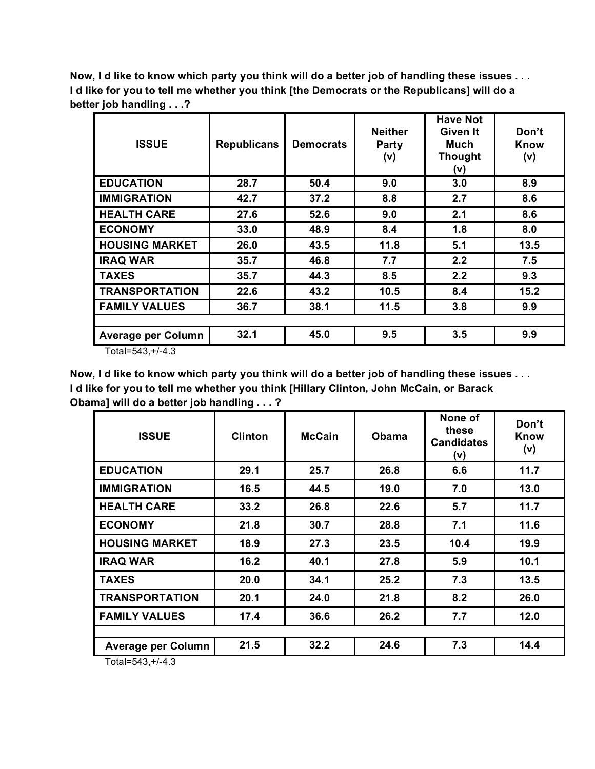**Now, I d like to know which party you think will do a better job of handling these issues . . . I d like for you to tell me whether you think [the Democrats or the Republicans] will do a better job handling . . .?**

| ISSUE | Republicans | Democrats | Neither Party (v) | Have Not Given It Much Thought (v) | Don't Know (v) |
|---|---|---|---|---|---|
| EDUCATION | 28.7 | 50.4 | 9.0 | 3.0 | 8.9 |
| IMMIGRATION | 42.7 | 37.2 | 8.8 | 2.7 | 8.6 |
| HEALTH CARE | 27.6 | 52.6 | 9.0 | 2.1 | 8.6 |
| ECONOMY | 33.0 | 48.9 | 8.4 | 1.8 | 8.0 |
| HOUSING MARKET | 26.0 | 43.5 | 11.8 | 5.1 | 13.5 |
| IRAQ WAR | 35.7 | 46.8 | 7.7 | 2.2 | 7.5 |
| TAXES | 35.7 | 44.3 | 8.5 | 2.2 | 9.3 |
| TRANSPORTATION | 22.6 | 43.2 | 10.5 | 8.4 | 15.2 |
| FAMILY VALUES | 36.7 | 38.1 | 11.5 | 3.8 | 9.9 |
| | | | | | |
| Average per Column | 32.1 | 45.0 | 9.5 | 3.5 | 9.9 |

Total=543,+/-4.3

**Now, I d like to know which party you think will do a better job of handling these issues . . . I d like for you to tell me whether you think [Hillary Clinton, John McCain, or Barack Obama] will do a better job handling . . . ?**

| ISSUE | Clinton | McCain | Obama | None of these Candidates (v) | Don't Know (v) |
|---|---|---|---|---|---|
| EDUCATION | 29.1 | 25.7 | 26.8 | 6.6 | 11.7 |
| IMMIGRATION | 16.5 | 44.5 | 19.0 | 7.0 | 13.0 |
| HEALTH CARE | 33.2 | 26.8 | 22.6 | 5.7 | 11.7 |
| ECONOMY | 21.8 | 30.7 | 28.8 | 7.1 | 11.6 |
| HOUSING MARKET | 18.9 | 27.3 | 23.5 | 10.4 | 19.9 |
| IRAQ WAR | 16.2 | 40.1 | 27.8 | 5.9 | 10.1 |
| TAXES | 20.0 | 34.1 | 25.2 | 7.3 | 13.5 |
| TRANSPORTATION | 20.1 | 24.0 | 21.8 | 8.2 | 26.0 |
| FAMILY VALUES | 17.4 | 36.6 | 26.2 | 7.7 | 12.0 |
| | | | | | |
| Average per Column | 21.5 | 32.2 | 24.6 | 7.3 | 14.4 |

Total=543,+/-4.3